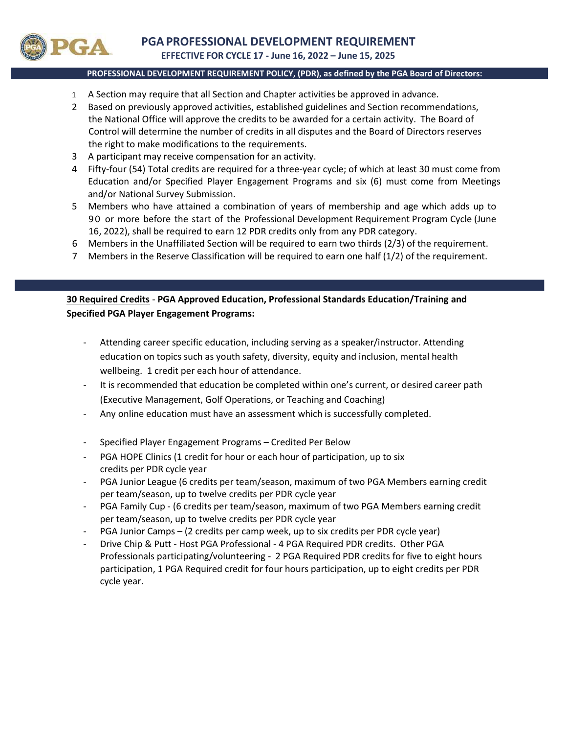# PGA PROFESSIONAL DEVELOPMENT REQUIREMENT

**EFFECTIVE FOR CYCLE 17 - June 16, 2022 – June 15, 2025**

**PROFESSIONAL DEVELOPMENT REQUIREMENT POLICY, (PDR), as defined by the PGA Board of Directors:**

1. A Section may require that all Section and Chapter activities be approved in advance.
2. Based on previously approved activities, established guidelines and Section recommendations, the National Office will approve the credits to be awarded for a certain activity. The Board of Control will determine the number of credits in all disputes and the Board of Directors reserves the right to make modifications to the requirements.
3. A participant may receive compensation for an activity.
4. Fifty-four (54) Total credits are required for a three-year cycle; of which at least 30 must come from Education and/or Specified Player Engagement Programs and six (6) must come from Meetings and/or National Survey Submission.
5. Members who have attained a combination of years of membership and age which adds up to 90 or more before the start of the Professional Development Requirement Program Cycle (June 16, 2022), shall be required to earn 12 PDR credits only from any PDR category.
6. Members in the Unaffiliated Section will be required to earn two thirds (2/3) of the requirement.
7. Members in the Reserve Classification will be required to earn one half (1/2) of the requirement.

**<u>30 Required Credits</u> - PGA Approved Education, Professional Standards Education/Training and Specified PGA Player Engagement Programs:**

- Attending career specific education, including serving as a speaker/instructor. Attending education on topics such as youth safety, diversity, equity and inclusion, mental health wellbeing. 1 credit per each hour of attendance.
- It is recommended that education be completed within one's current, or desired career path (Executive Management, Golf Operations, or Teaching and Coaching)
- Any online education must have an assessment which is successfully completed.

- Specified Player Engagement Programs – Credited Per Below
- PGA HOPE Clinics (1 credit for hour or each hour of participation, up to six credits per PDR cycle year
- PGA Junior League (6 credits per team/season, maximum of two PGA Members earning credit per team/season, up to twelve credits per PDR cycle year
- PGA Family Cup - (6 credits per team/season, maximum of two PGA Members earning credit per team/season, up to twelve credits per PDR cycle year
- PGA Junior Camps – (2 credits per camp week, up to six credits per PDR cycle year)
- Drive Chip & Putt - Host PGA Professional - 4 PGA Required PDR credits. Other PGA Professionals participating/volunteering - 2 PGA Required PDR credits for five to eight hours participation, 1 PGA Required credit for four hours participation, up to eight credits per PDR cycle year.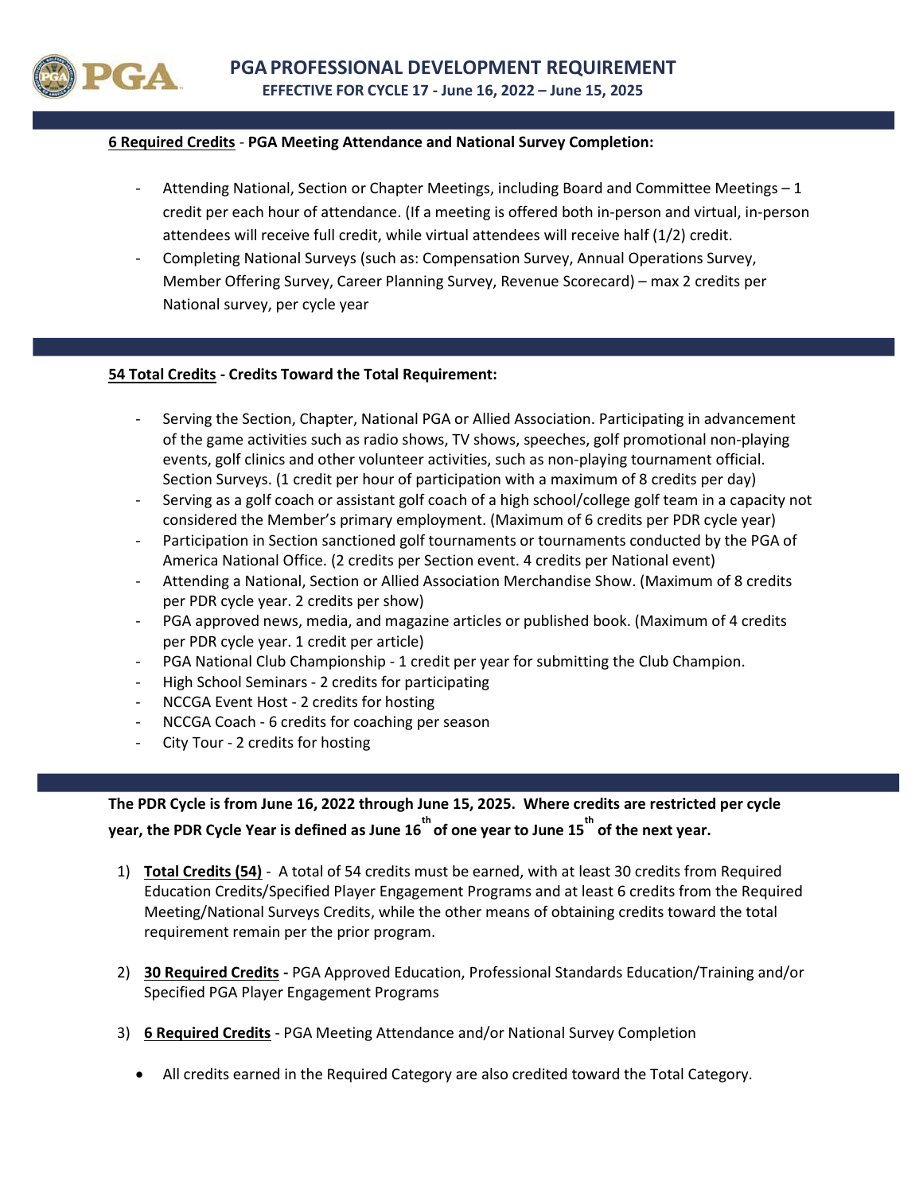# PGA PROFESSIONAL DEVELOPMENT REQUIREMENT

**EFFECTIVE FOR CYCLE 17 - June 16, 2022 – June 15, 2025**

**6 Required Credits - PGA Meeting Attendance and National Survey Completion:**

- Attending National, Section or Chapter Meetings, including Board and Committee Meetings – 1 credit per each hour of attendance. (If a meeting is offered both in-person and virtual, in-person attendees will receive full credit, while virtual attendees will receive half (1/2) credit.
- Completing National Surveys (such as: Compensation Survey, Annual Operations Survey, Member Offering Survey, Career Planning Survey, Revenue Scorecard) – max 2 credits per National survey, per cycle year

**54 Total Credits - Credits Toward the Total Requirement:**

- Serving the Section, Chapter, National PGA or Allied Association. Participating in advancement of the game activities such as radio shows, TV shows, speeches, golf promotional non-playing events, golf clinics and other volunteer activities, such as non-playing tournament official. Section Surveys. (1 credit per hour of participation with a maximum of 8 credits per day)
- Serving as a golf coach or assistant golf coach of a high school/college golf team in a capacity not considered the Member's primary employment. (Maximum of 6 credits per PDR cycle year)
- Participation in Section sanctioned golf tournaments or tournaments conducted by the PGA of America National Office. (2 credits per Section event. 4 credits per National event)
- Attending a National, Section or Allied Association Merchandise Show. (Maximum of 8 credits per PDR cycle year. 2 credits per show)
- PGA approved news, media, and magazine articles or published book. (Maximum of 4 credits per PDR cycle year. 1 credit per article)
- PGA National Club Championship - 1 credit per year for submitting the Club Champion.
- High School Seminars - 2 credits for participating
- NCCGA Event Host - 2 credits for hosting
- NCCGA Coach - 6 credits for coaching per season
- City Tour - 2 credits for hosting

**The PDR Cycle is from June 16, 2022 through June 15, 2025. Where credits are restricted per cycle year, the PDR Cycle Year is defined as June 16th of one year to June 15th of the next year.**

1) **Total Credits (54)** - A total of 54 credits must be earned, with at least 30 credits from Required Education Credits/Specified Player Engagement Programs and at least 6 credits from the Required Meeting/National Surveys Credits, while the other means of obtaining credits toward the total requirement remain per the prior program.
2) **30 Required Credits -** PGA Approved Education, Professional Standards Education/Training and/or Specified PGA Player Engagement Programs
3) **6 Required Credits** - PGA Meeting Attendance and/or National Survey Completion
   - All credits earned in the Required Category are also credited toward the Total Category.